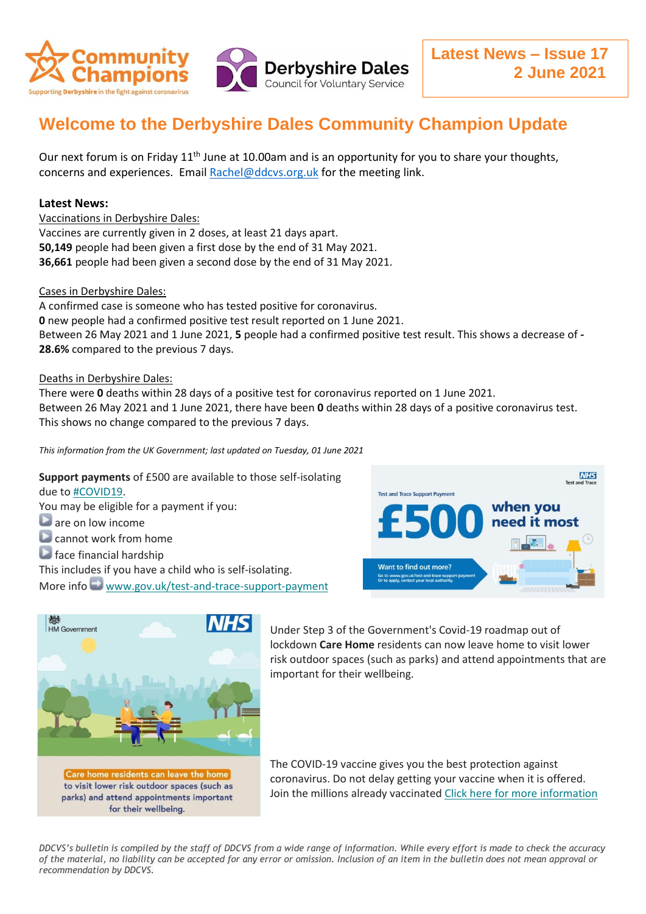**Community Champions** — Supporting Derbyshire in the fight against coronavirus

**Derbyshire Dales** Council for Voluntary Service

**Latest News – Issue 17**
**2 June 2021**

# Welcome to the Derbyshire Dales Community Champion Update

Our next forum is on Friday 11th June at 10.00am and is an opportunity for you to share your thoughts, concerns and experiences. Email Rachel@ddcvs.org.uk for the meeting link.

**Latest News:**

Vaccinations in Derbyshire Dales:
Vaccines are currently given in 2 doses, at least 21 days apart.
**50,149** people had been given a first dose by the end of 31 May 2021.
**36,661** people had been given a second dose by the end of 31 May 2021.

Cases in Derbyshire Dales:
A confirmed case is someone who has tested positive for coronavirus.
**0** new people had a confirmed positive test result reported on 1 June 2021.
Between 26 May 2021 and 1 June 2021, **5** people had a confirmed positive test result. This shows a decrease of **-28.6%** compared to the previous 7 days.

Deaths in Derbyshire Dales:
There were **0** deaths within 28 days of a positive test for coronavirus reported on 1 June 2021.
Between 26 May 2021 and 1 June 2021, there have been **0** deaths within 28 days of a positive coronavirus test. This shows no change compared to the previous 7 days.

*This information from the UK Government; last updated on Tuesday, 01 June 2021*

**Support payments** of £500 are available to those self-isolating due to #COVID19.
You may be eligible for a payment if you:
- are on low income
- cannot work from home
- face financial hardship

This includes if you have a child who is self-isolating.
More info www.gov.uk/test-and-trace-support-payment

Under Step 3 of the Government's Covid-19 roadmap out of lockdown **Care Home** residents can now leave home to visit lower risk outdoor spaces (such as parks) and attend appointments that are important for their wellbeing.

The COVID-19 vaccine gives you the best protection against coronavirus. Do not delay getting your vaccine when it is offered. Join the millions already vaccinated Click here for more information

*DDCVS's bulletin is compiled by the staff of DDCVS from a wide range of information. While every effort is made to check the accuracy of the material, no liability can be accepted for any error or omission. Inclusion of an item in the bulletin does not mean approval or recommendation by DDCVS.*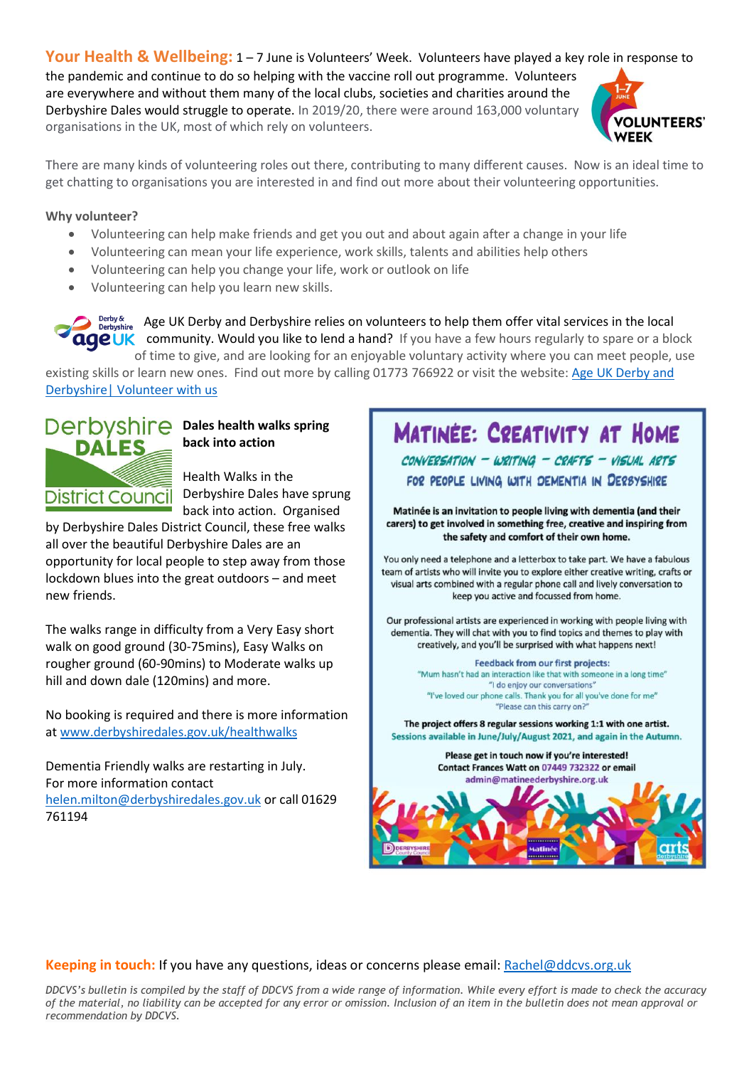**Your Health & Wellbeing:** 1 – 7 June is Volunteers' Week. Volunteers have played a key role in response to the pandemic and continue to do so helping with the vaccine roll out programme. Volunteers are everywhere and without them many of the local clubs, societies and charities around the Derbyshire Dales would struggle to operate. In 2019/20, there were around 163,000 voluntary organisations in the UK, most of which rely on volunteers.

1-7 JUNE VOLUNTEERS' WEEK

There are many kinds of volunteering roles out there, contributing to many different causes. Now is an ideal time to get chatting to organisations you are interested in and find out more about their volunteering opportunities.

**Why volunteer?**

- Volunteering can help make friends and get you out and about again after a change in your life
- Volunteering can mean your life experience, work skills, talents and abilities help others
- Volunteering can help you change your life, work or outlook on life
- Volunteering can help you learn new skills.

Age UK Derby and Derbyshire relies on volunteers to help them offer vital services in the local community. Would you like to lend a hand? If you have a few hours regularly to spare or a block of time to give, and are looking for an enjoyable voluntary activity where you can meet people, use existing skills or learn new ones. Find out more by calling 01773 766922 or visit the website: Age UK Derby and Derbyshire| Volunteer with us

**Dales health walks spring back into action**

Health Walks in the Derbyshire Dales have sprung back into action. Organised by Derbyshire Dales District Council, these free walks all over the beautiful Derbyshire Dales are an opportunity for local people to step away from those lockdown blues into the great outdoors – and meet new friends.

The walks range in difficulty from a Very Easy short walk on good ground (30-75mins), Easy Walks on rougher ground (60-90mins) to Moderate walks up hill and down dale (120mins) and more.

No booking is required and there is more information at www.derbyshiredales.gov.uk/healthwalks

Dementia Friendly walks are restarting in July. For more information contact helen.milton@derbyshiredales.gov.uk or call 01629 761194

**MATINÉE: CREATIVITY AT HOME**

CONVERSATION – WRITING – CRAFTS – VISUAL ARTS

FOR PEOPLE LIVING WITH DEMENTIA IN DERBYSHIRE

**Matinée is an invitation to people living with dementia (and their carers) to get involved in something free, creative and inspiring from the safety and comfort of their own home.**

You only need a telephone and a letterbox to take part. We have a fabulous team of artists who will invite you to explore either creative writing, crafts or visual arts combined with a regular phone call and lively conversation to keep you active and focussed from home.

Our professional artists are experienced in working with people living with dementia. They will chat with you to find topics and themes to play with creatively, and you'll be surprised with what happens next!

**Feedback from our first projects:**

"Mum hasn't had an interaction like that with someone in a long time"
"I do enjoy our conversations"
"I've loved our phone calls. Thank you for all you've done for me"
"Please can this carry on?"

**The project offers 8 regular sessions working 1:1 with one artist.**
**Sessions available in June/July/August 2021, and again in the Autumn.**

**Please get in touch now if you're interested!**
**Contact Frances Watt on 07449 732322 or email admin@matineederbyshire.org.uk**

**Keeping in touch:** If you have any questions, ideas or concerns please email: Rachel@ddcvs.org.uk

*DDCVS's bulletin is compiled by the staff of DDCVS from a wide range of information. While every effort is made to check the accuracy of the material, no liability can be accepted for any error or omission. Inclusion of an item in the bulletin does not mean approval or recommendation by DDCVS.*